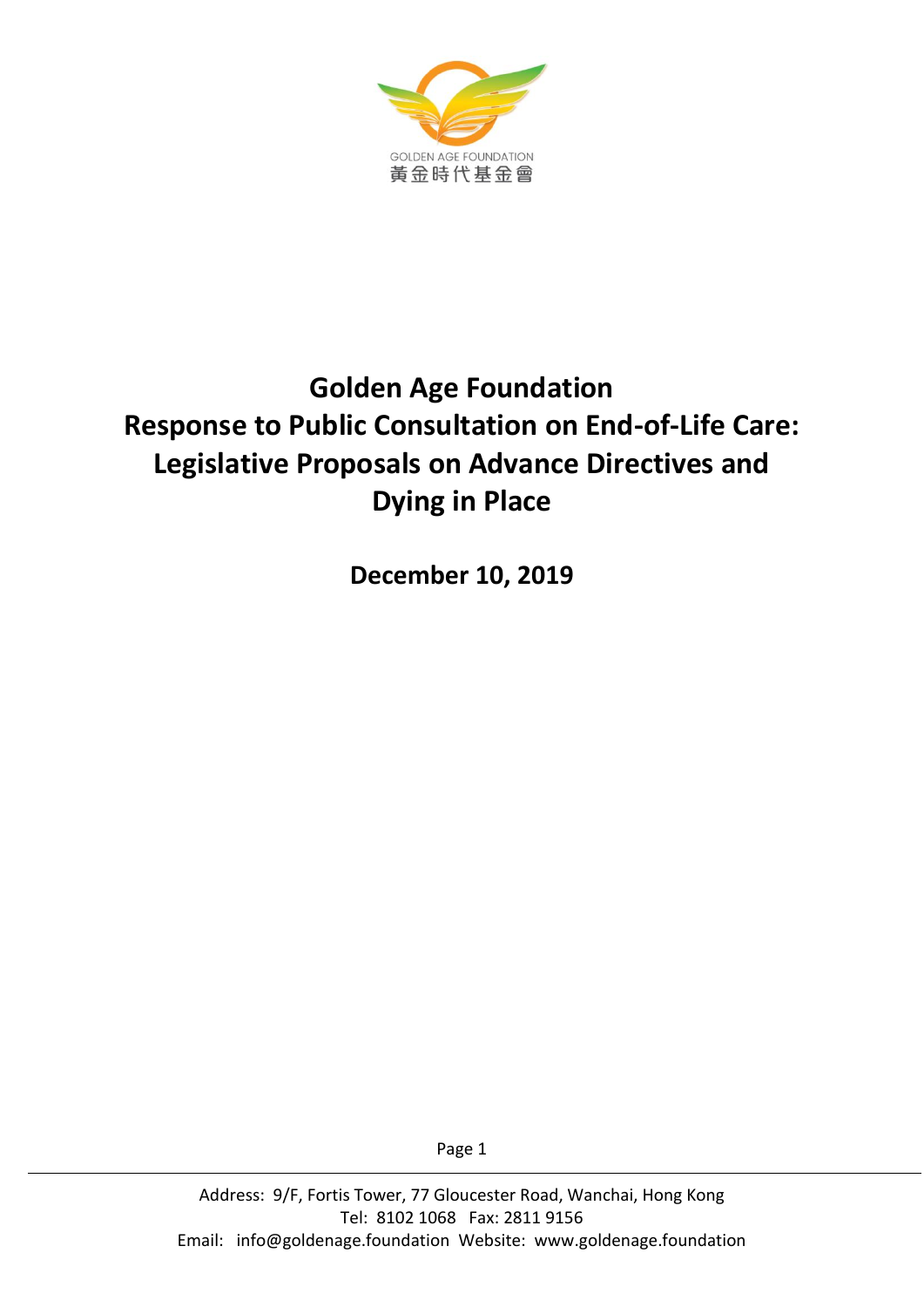GOLDEN AGE FOUNDATION
黃金時代基金會

# Golden Age Foundation
# Response to Public Consultation on End-of-Life Care: Legislative Proposals on Advance Directives and Dying in Place

**December 10, 2019**

Address: 9/F, Fortis Tower, 77 Gloucester Road, Wanchai, Hong Kong
Tel: 8102 1068 Fax: 2811 9156
Email: info@goldenage.foundation Website: www.goldenage.foundation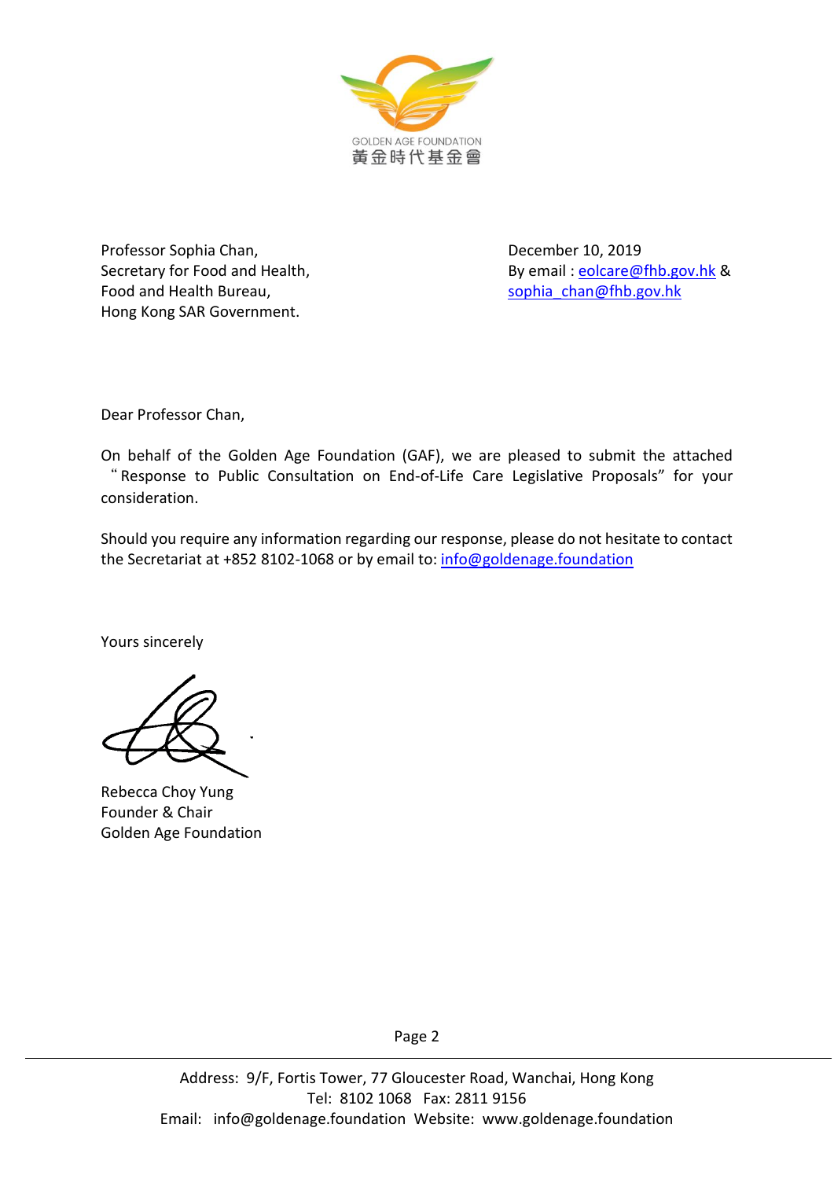GOLDEN AGE FOUNDATION
黃金時代基金會

Professor Sophia Chan,
Secretary for Food and Health,
Food and Health Bureau,
Hong Kong SAR Government.

December 10, 2019
By email : eolcare@fhb.gov.hk & sophia_chan@fhb.gov.hk

Dear Professor Chan,

On behalf of the Golden Age Foundation (GAF), we are pleased to submit the attached "Response to Public Consultation on End-of-Life Care Legislative Proposals" for your consideration.

Should you require any information regarding our response, please do not hesitate to contact the Secretariat at +852 8102-1068 or by email to: info@goldenage.foundation

Yours sincerely

Rebecca Choy Yung
Founder & Chair
Golden Age Foundation

Address: 9/F, Fortis Tower, 77 Gloucester Road, Wanchai, Hong Kong
Tel: 8102 1068 Fax: 2811 9156
Email: info@goldenage.foundation Website: www.goldenage.foundation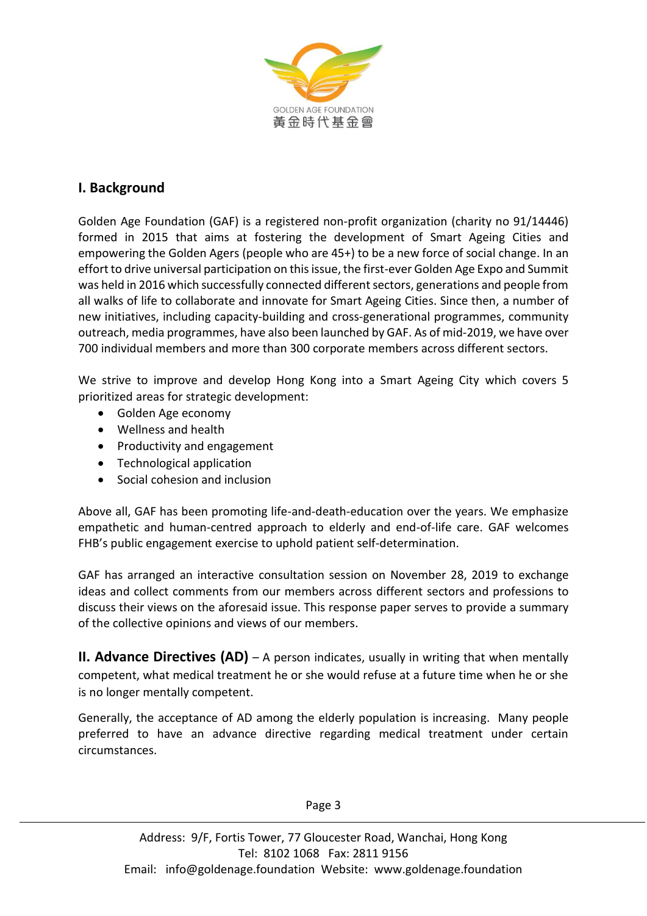## I. Background

Golden Age Foundation (GAF) is a registered non-profit organization (charity no 91/14446) formed in 2015 that aims at fostering the development of Smart Ageing Cities and empowering the Golden Agers (people who are 45+) to be a new force of social change. In an effort to drive universal participation on this issue, the first-ever Golden Age Expo and Summit was held in 2016 which successfully connected different sectors, generations and people from all walks of life to collaborate and innovate for Smart Ageing Cities. Since then, a number of new initiatives, including capacity-building and cross-generational programmes, community outreach, media programmes, have also been launched by GAF. As of mid-2019, we have over 700 individual members and more than 300 corporate members across different sectors.

We strive to improve and develop Hong Kong into a Smart Ageing City which covers 5 prioritized areas for strategic development:

- Golden Age economy
- Wellness and health
- Productivity and engagement
- Technological application
- Social cohesion and inclusion

Above all, GAF has been promoting life-and-death-education over the years. We emphasize empathetic and human-centred approach to elderly and end-of-life care. GAF welcomes FHB's public engagement exercise to uphold patient self-determination.

GAF has arranged an interactive consultation session on November 28, 2019 to exchange ideas and collect comments from our members across different sectors and professions to discuss their views on the aforesaid issue. This response paper serves to provide a summary of the collective opinions and views of our members.

**II. Advance Directives (AD)** – A person indicates, usually in writing that when mentally competent, what medical treatment he or she would refuse at a future time when he or she is no longer mentally competent.

Generally, the acceptance of AD among the elderly population is increasing. Many people preferred to have an advance directive regarding medical treatment under certain circumstances.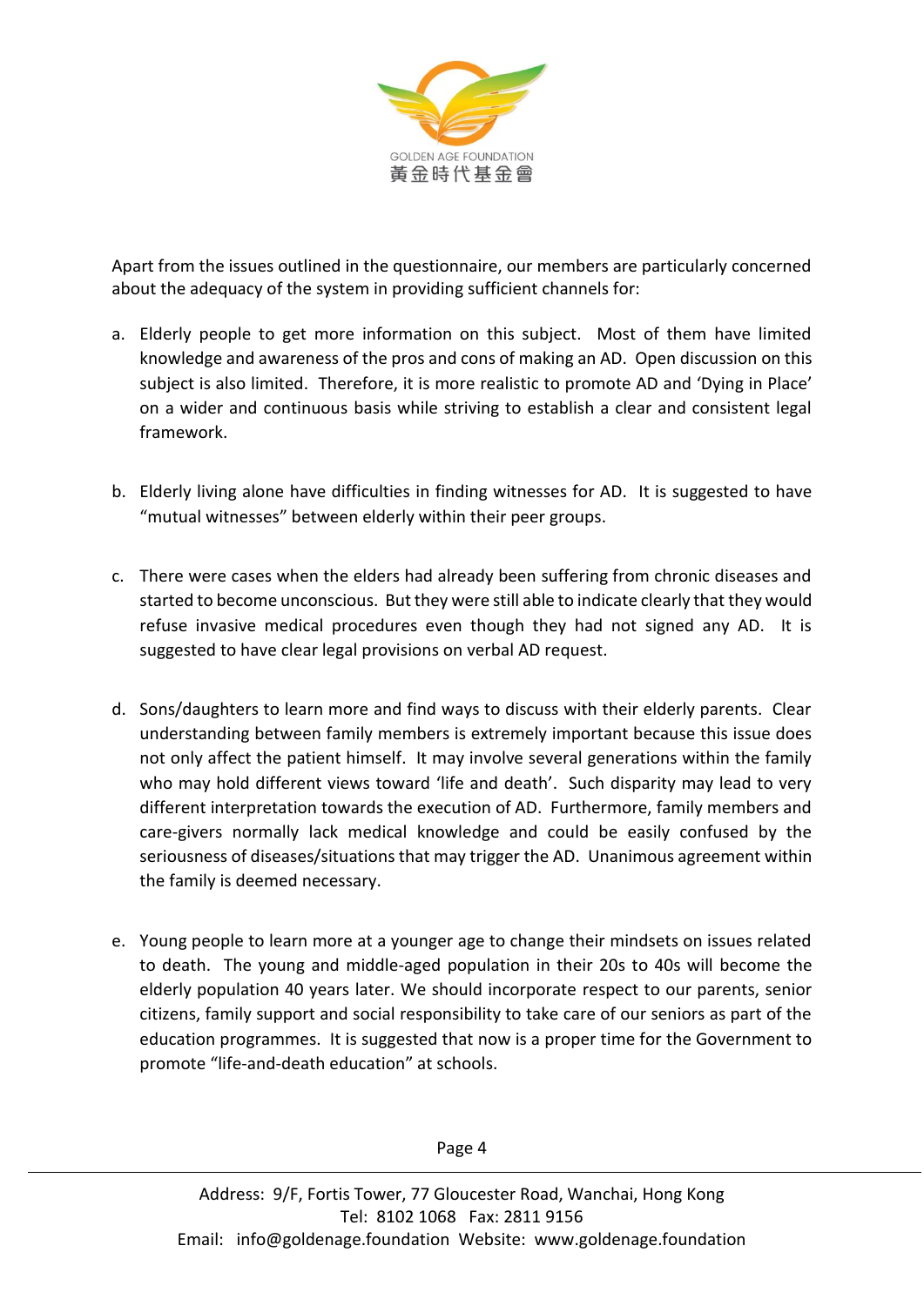Apart from the issues outlined in the questionnaire, our members are particularly concerned about the adequacy of the system in providing sufficient channels for:

a. Elderly people to get more information on this subject. Most of them have limited knowledge and awareness of the pros and cons of making an AD. Open discussion on this subject is also limited. Therefore, it is more realistic to promote AD and 'Dying in Place' on a wider and continuous basis while striving to establish a clear and consistent legal framework.

b. Elderly living alone have difficulties in finding witnesses for AD. It is suggested to have "mutual witnesses" between elderly within their peer groups.

c. There were cases when the elders had already been suffering from chronic diseases and started to become unconscious. But they were still able to indicate clearly that they would refuse invasive medical procedures even though they had not signed any AD. It is suggested to have clear legal provisions on verbal AD request.

d. Sons/daughters to learn more and find ways to discuss with their elderly parents. Clear understanding between family members is extremely important because this issue does not only affect the patient himself. It may involve several generations within the family who may hold different views toward 'life and death'. Such disparity may lead to very different interpretation towards the execution of AD. Furthermore, family members and care-givers normally lack medical knowledge and could be easily confused by the seriousness of diseases/situations that may trigger the AD. Unanimous agreement within the family is deemed necessary.

e. Young people to learn more at a younger age to change their mindsets on issues related to death. The young and middle-aged population in their 20s to 40s will become the elderly population 40 years later. We should incorporate respect to our parents, senior citizens, family support and social responsibility to take care of our seniors as part of the education programmes. It is suggested that now is a proper time for the Government to promote "life-and-death education" at schools.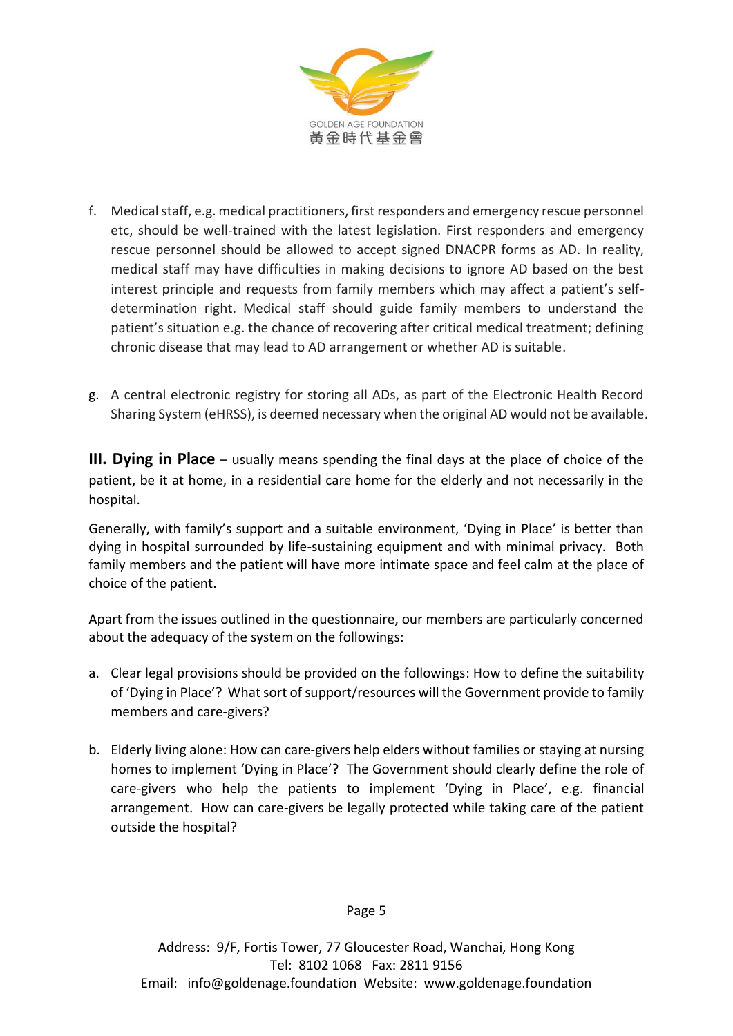f. Medical staff, e.g. medical practitioners, first responders and emergency rescue personnel etc, should be well-trained with the latest legislation. First responders and emergency rescue personnel should be allowed to accept signed DNACPR forms as AD. In reality, medical staff may have difficulties in making decisions to ignore AD based on the best interest principle and requests from family members which may affect a patient's self-determination right. Medical staff should guide family members to understand the patient's situation e.g. the chance of recovering after critical medical treatment; defining chronic disease that may lead to AD arrangement or whether AD is suitable.

g. A central electronic registry for storing all ADs, as part of the Electronic Health Record Sharing System (eHRSS), is deemed necessary when the original AD would not be available.

**III. Dying in Place** – usually means spending the final days at the place of choice of the patient, be it at home, in a residential care home for the elderly and not necessarily in the hospital.

Generally, with family's support and a suitable environment, 'Dying in Place' is better than dying in hospital surrounded by life-sustaining equipment and with minimal privacy. Both family members and the patient will have more intimate space and feel calm at the place of choice of the patient.

Apart from the issues outlined in the questionnaire, our members are particularly concerned about the adequacy of the system on the followings:

a. Clear legal provisions should be provided on the followings: How to define the suitability of 'Dying in Place'? What sort of support/resources will the Government provide to family members and care-givers?

b. Elderly living alone: How can care-givers help elders without families or staying at nursing homes to implement 'Dying in Place'? The Government should clearly define the role of care-givers who help the patients to implement 'Dying in Place', e.g. financial arrangement. How can care-givers be legally protected while taking care of the patient outside the hospital?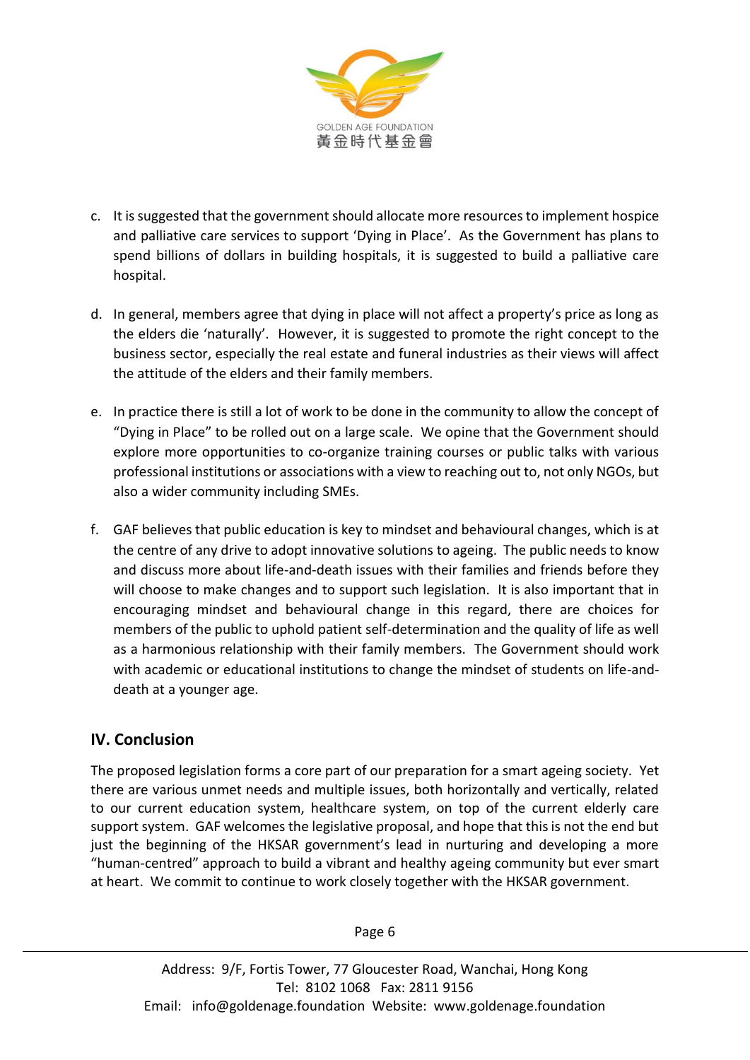c. It is suggested that the government should allocate more resources to implement hospice and palliative care services to support 'Dying in Place'. As the Government has plans to spend billions of dollars in building hospitals, it is suggested to build a palliative care hospital.

d. In general, members agree that dying in place will not affect a property's price as long as the elders die 'naturally'. However, it is suggested to promote the right concept to the business sector, especially the real estate and funeral industries as their views will affect the attitude of the elders and their family members.

e. In practice there is still a lot of work to be done in the community to allow the concept of "Dying in Place" to be rolled out on a large scale. We opine that the Government should explore more opportunities to co-organize training courses or public talks with various professional institutions or associations with a view to reaching out to, not only NGOs, but also a wider community including SMEs.

f. GAF believes that public education is key to mindset and behavioural changes, which is at the centre of any drive to adopt innovative solutions to ageing. The public needs to know and discuss more about life-and-death issues with their families and friends before they will choose to make changes and to support such legislation. It is also important that in encouraging mindset and behavioural change in this regard, there are choices for members of the public to uphold patient self-determination and the quality of life as well as a harmonious relationship with their family members. The Government should work with academic or educational institutions to change the mindset of students on life-and-death at a younger age.

## IV. Conclusion

The proposed legislation forms a core part of our preparation for a smart ageing society. Yet there are various unmet needs and multiple issues, both horizontally and vertically, related to our current education system, healthcare system, on top of the current elderly care support system. GAF welcomes the legislative proposal, and hope that this is not the end but just the beginning of the HKSAR government's lead in nurturing and developing a more "human-centred" approach to build a vibrant and healthy ageing community but ever smart at heart. We commit to continue to work closely together with the HKSAR government.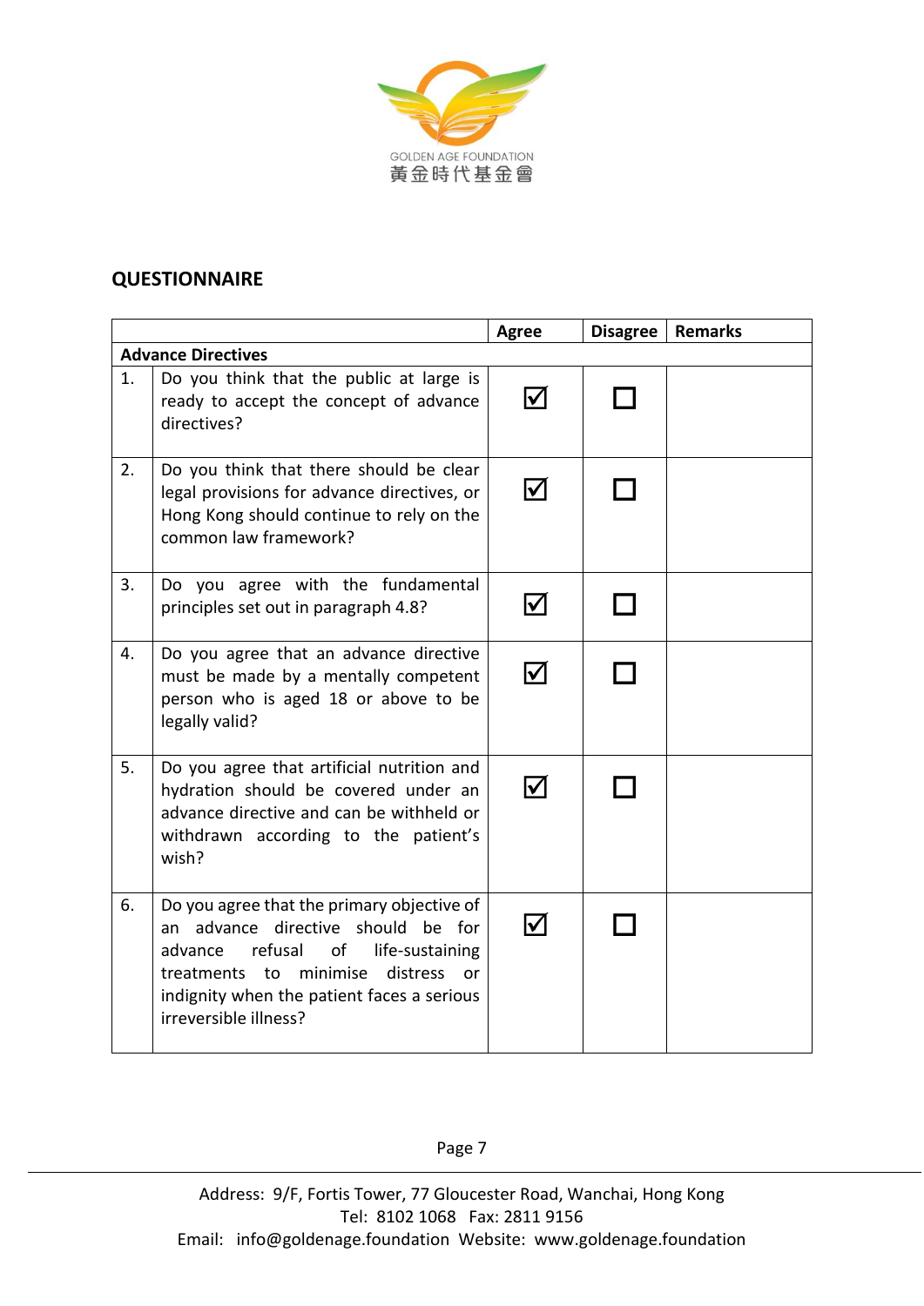GOLDEN AGE FOUNDATION
黃金時代基金會

## QUESTIONNAIRE

| | | Agree | Disagree | Remarks |
|---|---|---|---|---|
| **Advance Directives** | | | | |
| 1. | Do you think that the public at large is ready to accept the concept of advance directives? | ☑ | ☐ | |
| 2. | Do you think that there should be clear legal provisions for advance directives, or Hong Kong should continue to rely on the common law framework? | ☑ | ☐ | |
| 3. | Do you agree with the fundamental principles set out in paragraph 4.8? | ☑ | ☐ | |
| 4. | Do you agree that an advance directive must be made by a mentally competent person who is aged 18 or above to be legally valid? | ☑ | ☐ | |
| 5. | Do you agree that artificial nutrition and hydration should be covered under an advance directive and can be withheld or withdrawn according to the patient's wish? | ☑ | ☐ | |
| 6. | Do you agree that the primary objective of an advance directive should be for advance refusal of life-sustaining treatments to minimise distress or indignity when the patient faces a serious irreversible illness? | ☑ | ☐ | |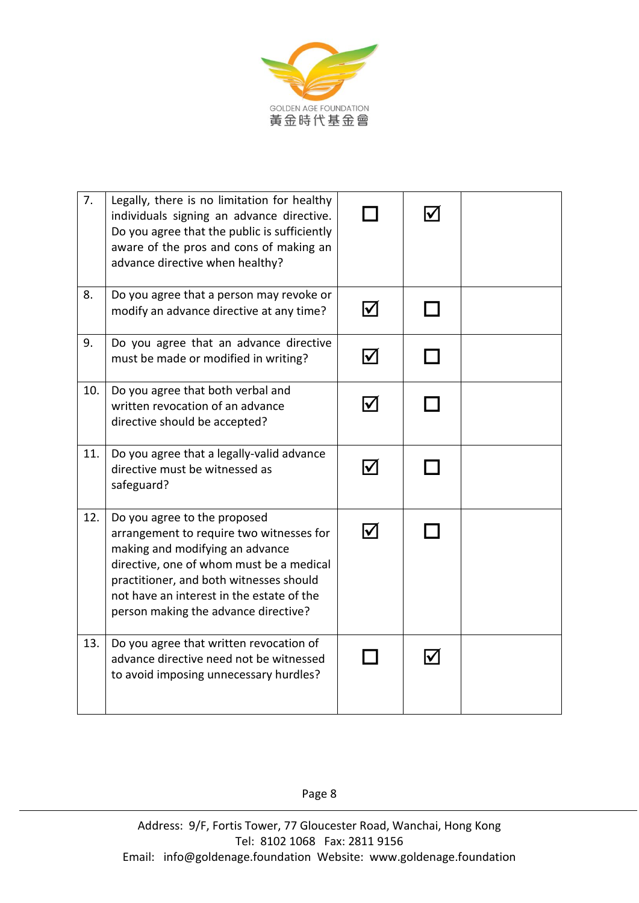| 7. | Legally, there is no limitation for healthy individuals signing an advance directive. Do you agree that the public is sufficiently aware of the pros and cons of making an advance directive when healthy? | ☐ | ☑ | |
|---|---|---|---|---|
| 8. | Do you agree that a person may revoke or modify an advance directive at any time? | ☑ | ☐ | |
| 9. | Do you agree that an advance directive must be made or modified in writing? | ☑ | ☐ | |
| 10. | Do you agree that both verbal and written revocation of an advance directive should be accepted? | ☑ | ☐ | |
| 11. | Do you agree that a legally-valid advance directive must be witnessed as safeguard? | ☑ | ☐ | |
| 12. | Do you agree to the proposed arrangement to require two witnesses for making and modifying an advance directive, one of whom must be a medical practitioner, and both witnesses should not have an interest in the estate of the person making the advance directive? | ☑ | ☐ | |
| 13. | Do you agree that written revocation of advance directive need not be witnessed to avoid imposing unnecessary hurdles? | ☐ | ☑ | |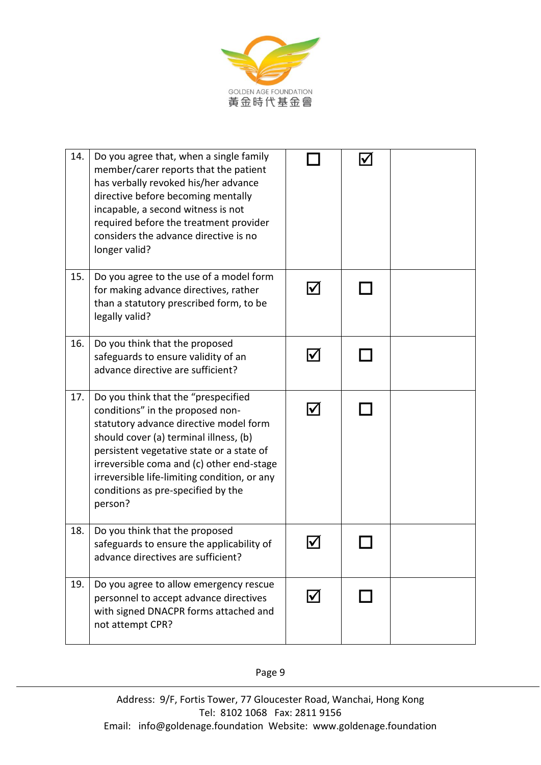| | | | | |
|---|---|---|---|---|
| 14. | Do you agree that, when a single family member/carer reports that the patient has verbally revoked his/her advance directive before becoming mentally incapable, a second witness is not required before the treatment provider considers the advance directive is no longer valid? | ☐ | ☑ | |
| 15. | Do you agree to the use of a model form for making advance directives, rather than a statutory prescribed form, to be legally valid? | ☑ | ☐ | |
| 16. | Do you think that the proposed safeguards to ensure validity of an advance directive are sufficient? | ☑ | ☐ | |
| 17. | Do you think that the "prespecified conditions" in the proposed non-statutory advance directive model form should cover (a) terminal illness, (b) persistent vegetative state or a state of irreversible coma and (c) other end-stage irreversible life-limiting condition, or any conditions as pre-specified by the person? | ☑ | ☐ | |
| 18. | Do you think that the proposed safeguards to ensure the applicability of advance directives are sufficient? | ☑ | ☐ | |
| 19. | Do you agree to allow emergency rescue personnel to accept advance directives with signed DNACPR forms attached and not attempt CPR? | ☑ | ☐ | |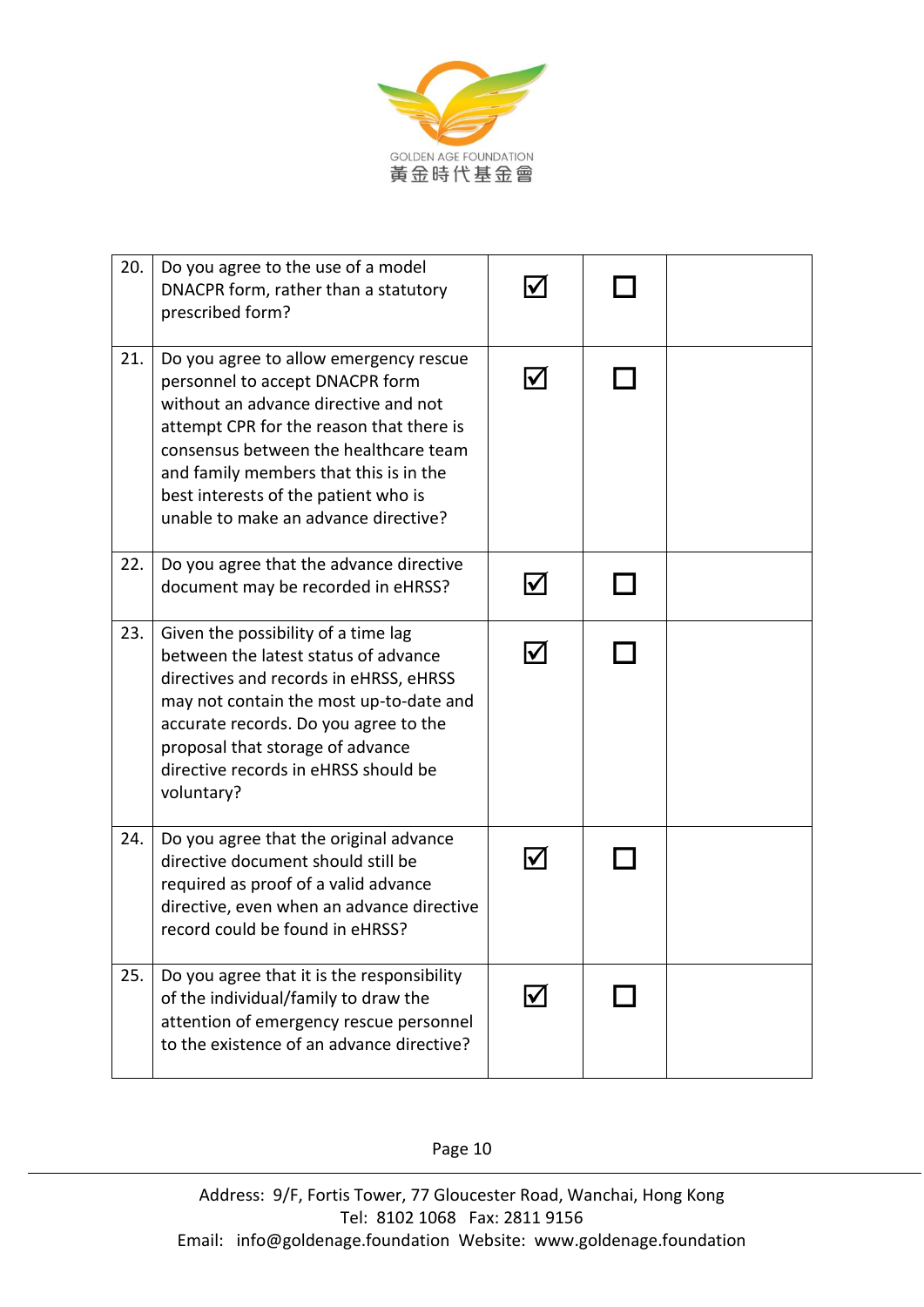| | | | | |
|---|---|---|---|---|
| 20. | Do you agree to the use of a model DNACPR form, rather than a statutory prescribed form? | ☑ | ☐ | |
| 21. | Do you agree to allow emergency rescue personnel to accept DNACPR form without an advance directive and not attempt CPR for the reason that there is consensus between the healthcare team and family members that this is in the best interests of the patient who is unable to make an advance directive? | ☑ | ☐ | |
| 22. | Do you agree that the advance directive document may be recorded in eHRSS? | ☑ | ☐ | |
| 23. | Given the possibility of a time lag between the latest status of advance directives and records in eHRSS, eHRSS may not contain the most up-to-date and accurate records. Do you agree to the proposal that storage of advance directive records in eHRSS should be voluntary? | ☑ | ☐ | |
| 24. | Do you agree that the original advance directive document should still be required as proof of a valid advance directive, even when an advance directive record could be found in eHRSS? | ☑ | ☐ | |
| 25. | Do you agree that it is the responsibility of the individual/family to draw the attention of emergency rescue personnel to the existence of an advance directive? | ☑ | ☐ | |

Address: 9/F, Fortis Tower, 77 Gloucester Road, Wanchai, Hong Kong
Tel: 8102 1068 Fax: 2811 9156
Email: info@goldenage.foundation Website: www.goldenage.foundation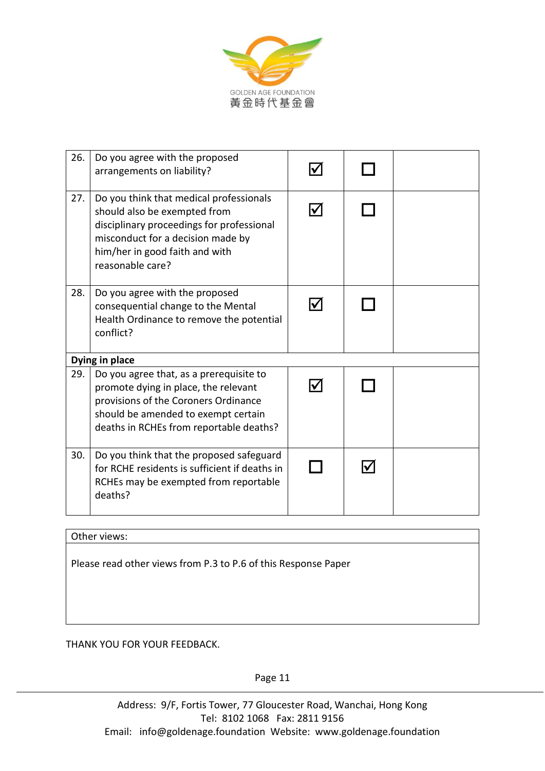| 26. | Do you agree with the proposed arrangements on liability? | ☑ | ☐ | |
|---|---|---|---|---|
| 27. | Do you think that medical professionals should also be exempted from disciplinary proceedings for professional misconduct for a decision made by him/her in good faith and with reasonable care? | ☑ | ☐ | |
| 28. | Do you agree with the proposed consequential change to the Mental Health Ordinance to remove the potential conflict? | ☑ | ☐ | |
| **Dying in place** | | | | |
| 29. | Do you agree that, as a prerequisite to promote dying in place, the relevant provisions of the Coroners Ordinance should be amended to exempt certain deaths in RCHEs from reportable deaths? | ☑ | ☐ | |
| 30. | Do you think that the proposed safeguard for RCHE residents is sufficient if deaths in RCHEs may be exempted from reportable deaths? | ☐ | ☑ | |

| Other views: |
|---|
| Please read other views from P.3 to P.6 of this Response Paper |

THANK YOU FOR YOUR FEEDBACK.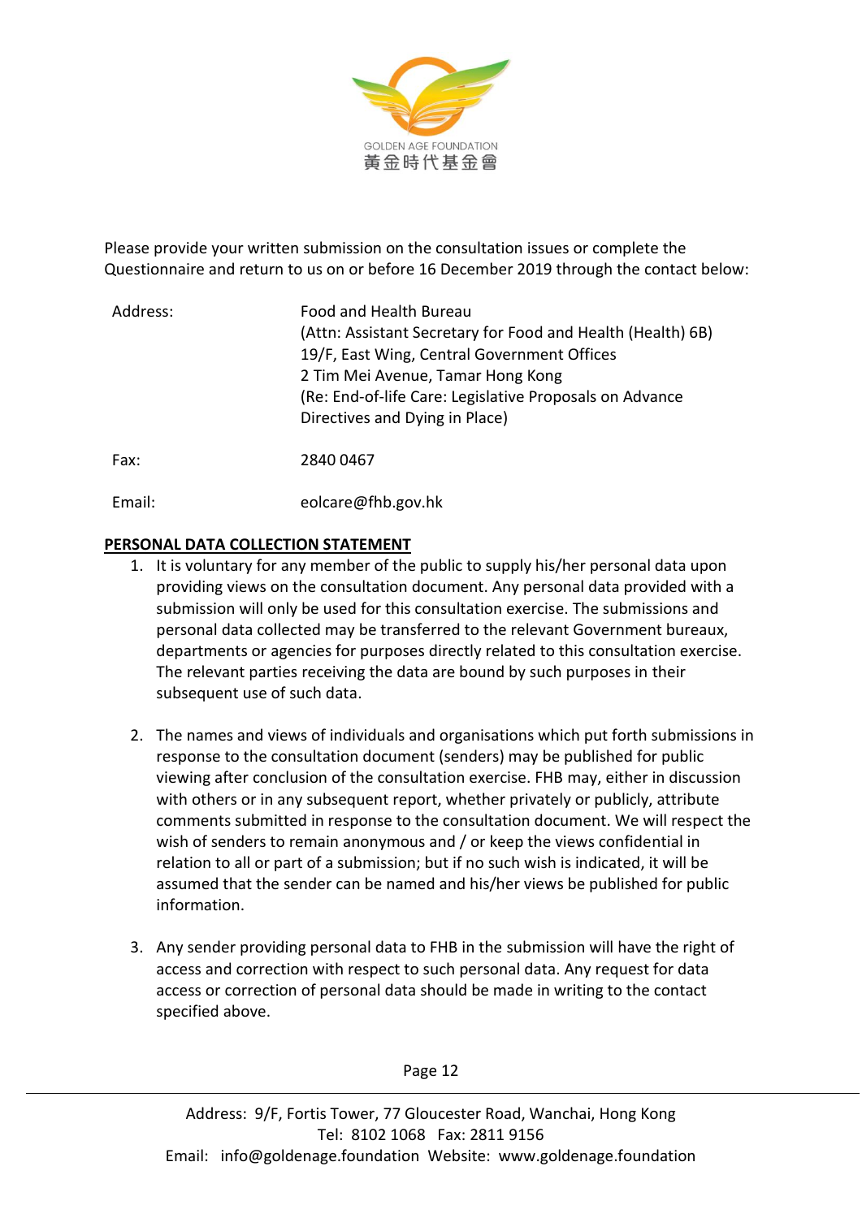Please provide your written submission on the consultation issues or complete the Questionnaire and return to us on or before 16 December 2019 through the contact below:

| | |
|---|---|
| Address: | Food and Health Bureau<br>(Attn: Assistant Secretary for Food and Health (Health) 6B)<br>19/F, East Wing, Central Government Offices<br>2 Tim Mei Avenue, Tamar Hong Kong<br>(Re: End-of-life Care: Legislative Proposals on Advance Directives and Dying in Place) |
| Fax: | 2840 0467 |
| Email: | eolcare@fhb.gov.hk |

**PERSONAL DATA COLLECTION STATEMENT**

1. It is voluntary for any member of the public to supply his/her personal data upon providing views on the consultation document. Any personal data provided with a submission will only be used for this consultation exercise. The submissions and personal data collected may be transferred to the relevant Government bureaux, departments or agencies for purposes directly related to this consultation exercise. The relevant parties receiving the data are bound by such purposes in their subsequent use of such data.

2. The names and views of individuals and organisations which put forth submissions in response to the consultation document (senders) may be published for public viewing after conclusion of the consultation exercise. FHB may, either in discussion with others or in any subsequent report, whether privately or publicly, attribute comments submitted in response to the consultation document. We will respect the wish of senders to remain anonymous and / or keep the views confidential in relation to all or part of a submission; but if no such wish is indicated, it will be assumed that the sender can be named and his/her views be published for public information.

3. Any sender providing personal data to FHB in the submission will have the right of access and correction with respect to such personal data. Any request for data access or correction of personal data should be made in writing to the contact specified above.